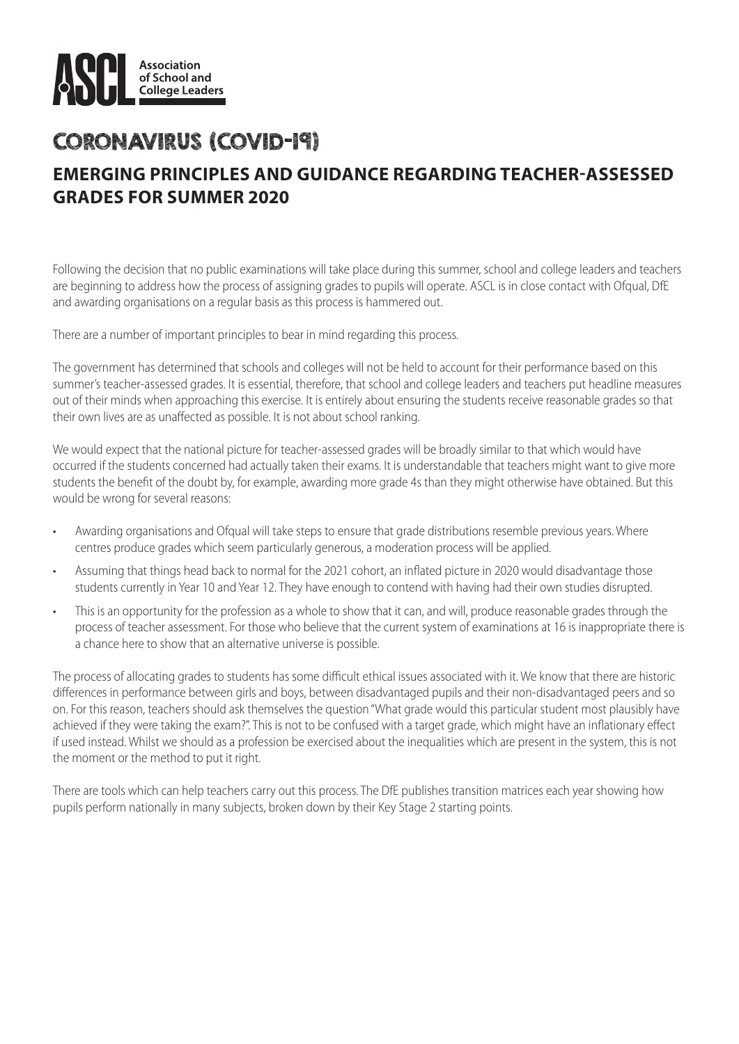**ASCL** Association of School and College Leaders

# CORONAVIRUS (COVID-19)

## EMERGING PRINCIPLES AND GUIDANCE REGARDING TEACHER-ASSESSED GRADES FOR SUMMER 2020

Following the decision that no public examinations will take place during this summer, school and college leaders and teachers are beginning to address how the process of assigning grades to pupils will operate. ASCL is in close contact with Ofqual, DfE and awarding organisations on a regular basis as this process is hammered out.

There are a number of important principles to bear in mind regarding this process.

The government has determined that schools and colleges will not be held to account for their performance based on this summer's teacher-assessed grades. It is essential, therefore, that school and college leaders and teachers put headline measures out of their minds when approaching this exercise. It is entirely about ensuring the students receive reasonable grades so that their own lives are as unaffected as possible. It is not about school ranking.

We would expect that the national picture for teacher-assessed grades will be broadly similar to that which would have occurred if the students concerned had actually taken their exams. It is understandable that teachers might want to give more students the benefit of the doubt by, for example, awarding more grade 4s than they might otherwise have obtained. But this would be wrong for several reasons:

- Awarding organisations and Ofqual will take steps to ensure that grade distributions resemble previous years. Where centres produce grades which seem particularly generous, a moderation process will be applied.
- Assuming that things head back to normal for the 2021 cohort, an inflated picture in 2020 would disadvantage those students currently in Year 10 and Year 12. They have enough to contend with having had their own studies disrupted.
- This is an opportunity for the profession as a whole to show that it can, and will, produce reasonable grades through the process of teacher assessment. For those who believe that the current system of examinations at 16 is inappropriate there is a chance here to show that an alternative universe is possible.

The process of allocating grades to students has some difficult ethical issues associated with it. We know that there are historic differences in performance between girls and boys, between disadvantaged pupils and their non-disadvantaged peers and so on. For this reason, teachers should ask themselves the question "What grade would this particular student most plausibly have achieved if they were taking the exam?". This is not to be confused with a target grade, which might have an inflationary effect if used instead. Whilst we should as a profession be exercised about the inequalities which are present in the system, this is not the moment or the method to put it right.

There are tools which can help teachers carry out this process. The DfE publishes transition matrices each year showing how pupils perform nationally in many subjects, broken down by their Key Stage 2 starting points.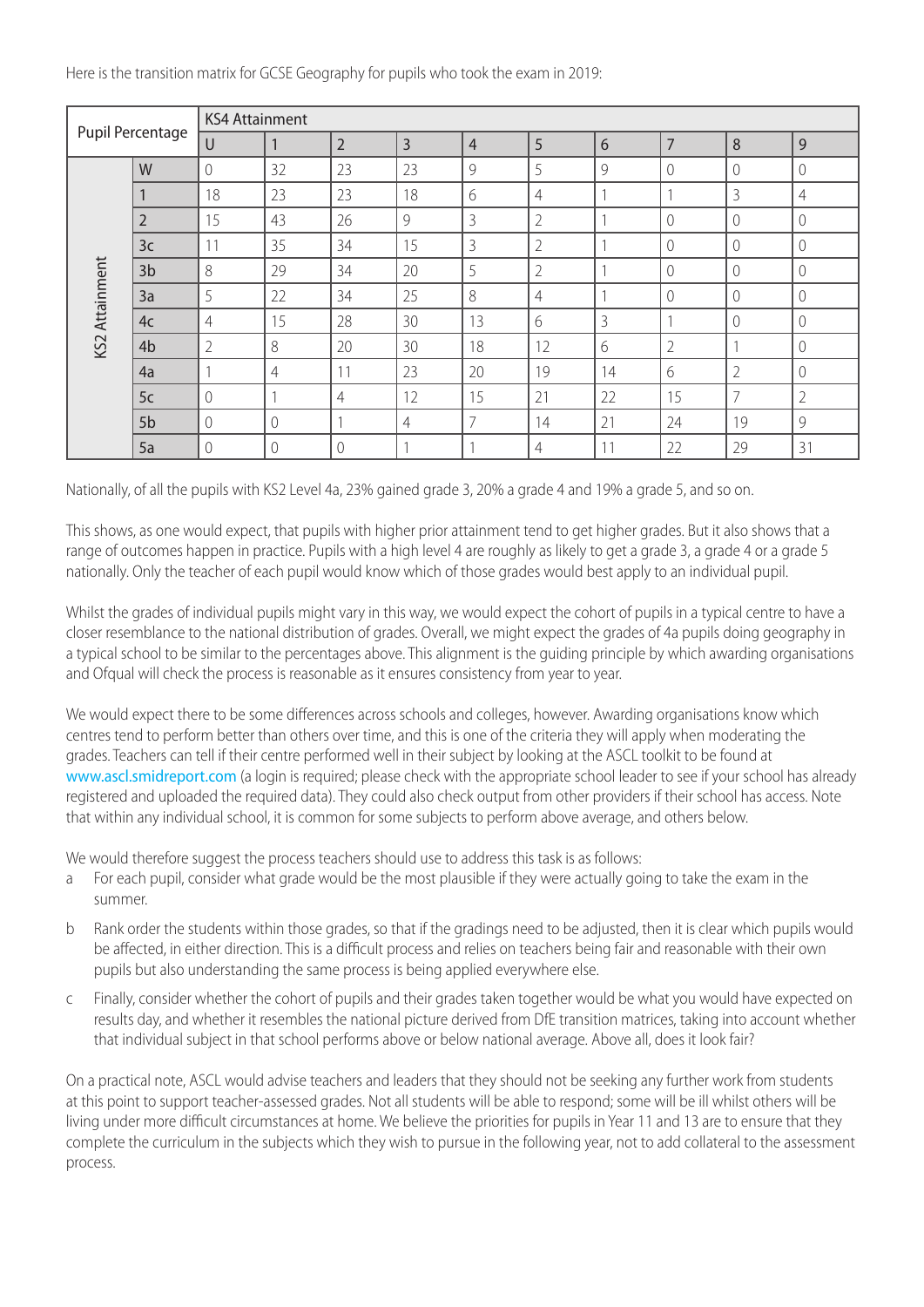Here is the transition matrix for GCSE Geography for pupils who took the exam in 2019:

| Pupil Percentage | | KS4 Attainment | | | | | | | | | |
|---|---|---|---|---|---|---|---|---|---|---|---|
| | | U | 1 | 2 | 3 | 4 | 5 | 6 | 7 | 8 | 9 |
| KS2 Attainment | W | 0 | 32 | 23 | 23 | 9 | 5 | 9 | 0 | 0 | 0 |
| | 1 | 18 | 23 | 23 | 18 | 6 | 4 | 1 | 1 | 3 | 4 |
| | 2 | 15 | 43 | 26 | 9 | 3 | 2 | 1 | 0 | 0 | 0 |
| | 3c | 11 | 35 | 34 | 15 | 3 | 2 | 1 | 0 | 0 | 0 |
| | 3b | 8 | 29 | 34 | 20 | 5 | 2 | 1 | 0 | 0 | 0 |
| | 3a | 5 | 22 | 34 | 25 | 8 | 4 | 1 | 0 | 0 | 0 |
| | 4c | 4 | 15 | 28 | 30 | 13 | 6 | 3 | 1 | 0 | 0 |
| | 4b | 2 | 8 | 20 | 30 | 18 | 12 | 6 | 2 | 1 | 0 |
| | 4a | 1 | 4 | 11 | 23 | 20 | 19 | 14 | 6 | 2 | 0 |
| | 5c | 0 | 1 | 4 | 12 | 15 | 21 | 22 | 15 | 7 | 2 |
| | 5b | 0 | 0 | 1 | 4 | 7 | 14 | 21 | 24 | 19 | 9 |
| | 5a | 0 | 0 | 0 | 1 | 1 | 4 | 11 | 22 | 29 | 31 |

Nationally, of all the pupils with KS2 Level 4a, 23% gained grade 3, 20% a grade 4 and 19% a grade 5, and so on.

This shows, as one would expect, that pupils with higher prior attainment tend to get higher grades. But it also shows that a range of outcomes happen in practice. Pupils with a high level 4 are roughly as likely to get a grade 3, a grade 4 or a grade 5 nationally. Only the teacher of each pupil would know which of those grades would best apply to an individual pupil.

Whilst the grades of individual pupils might vary in this way, we would expect the cohort of pupils in a typical centre to have a closer resemblance to the national distribution of grades. Overall, we might expect the grades of 4a pupils doing geography in a typical school to be similar to the percentages above. This alignment is the guiding principle by which awarding organisations and Ofqual will check the process is reasonable as it ensures consistency from year to year.

We would expect there to be some differences across schools and colleges, however. Awarding organisations know which centres tend to perform better than others over time, and this is one of the criteria they will apply when moderating the grades. Teachers can tell if their centre performed well in their subject by looking at the ASCL toolkit to be found at www.ascl.smidreport.com (a login is required; please check with the appropriate school leader to see if your school has already registered and uploaded the required data). They could also check output from other providers if their school has access. Note that within any individual school, it is common for some subjects to perform above average, and others below.

We would therefore suggest the process teachers should use to address this task is as follows:

a. For each pupil, consider what grade would be the most plausible if they were actually going to take the exam in the summer.
b. Rank order the students within those grades, so that if the gradings need to be adjusted, then it is clear which pupils would be affected, in either direction. This is a difficult process and relies on teachers being fair and reasonable with their own pupils but also understanding the same process is being applied everywhere else.
c. Finally, consider whether the cohort of pupils and their grades taken together would be what you would have expected on results day, and whether it resembles the national picture derived from DfE transition matrices, taking into account whether that individual subject in that school performs above or below national average. Above all, does it look fair?

On a practical note, ASCL would advise teachers and leaders that they should not be seeking any further work from students at this point to support teacher-assessed grades. Not all students will be able to respond; some will be ill whilst others will be living under more difficult circumstances at home. We believe the priorities for pupils in Year 11 and 13 are to ensure that they complete the curriculum in the subjects which they wish to pursue in the following year, not to add collateral to the assessment process.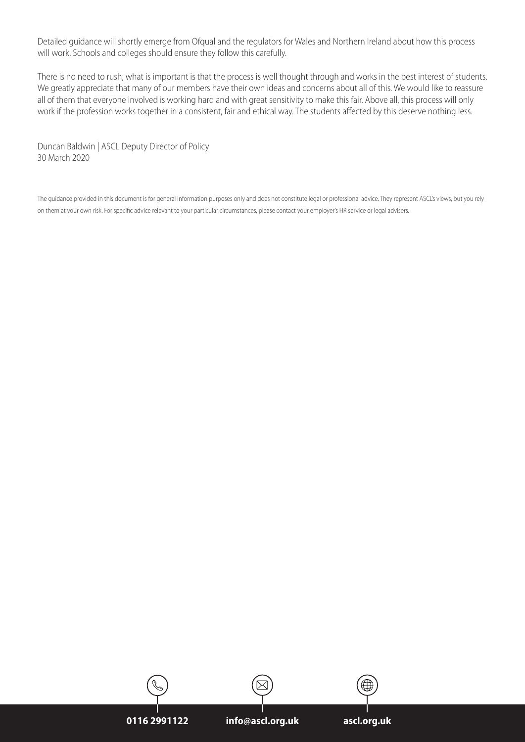Detailed guidance will shortly emerge from Ofqual and the regulators for Wales and Northern Ireland about how this process will work. Schools and colleges should ensure they follow this carefully.

There is no need to rush; what is important is that the process is well thought through and works in the best interest of students. We greatly appreciate that many of our members have their own ideas and concerns about all of this. We would like to reassure all of them that everyone involved is working hard and with great sensitivity to make this fair. Above all, this process will only work if the profession works together in a consistent, fair and ethical way. The students affected by this deserve nothing less.

Duncan Baldwin | ASCL Deputy Director of Policy
30 March 2020

The guidance provided in this document is for general information purposes only and does not constitute legal or professional advice. They represent ASCL's views, but you rely on them at your own risk. For specific advice relevant to your particular circumstances, please contact your employer's HR service or legal advisers.

**0116 2991122** **info@ascl.org.uk** **ascl.org.uk**